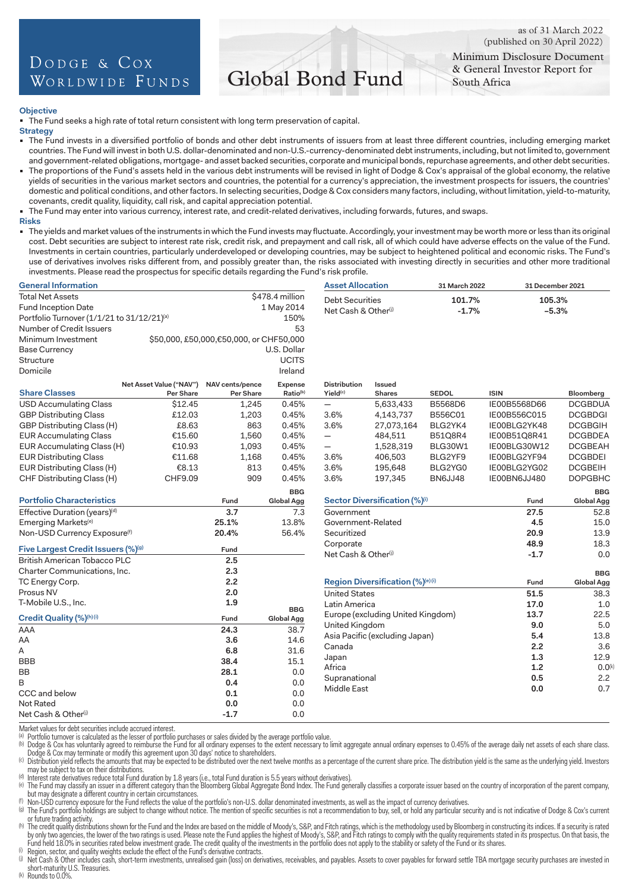# Dodge & Cox Worldwide Funds

# Global Bond Fund

as of 31 March 2022
(published on 30 April 2022)

Minimum Disclosure Document & General Investor Report for South Africa

### Objective

- The Fund seeks a high rate of total return consistent with long term preservation of capital.

### Strategy

- The Fund invests in a diversified portfolio of bonds and other debt instruments of issuers from at least three different countries, including emerging market countries. The Fund will invest in both U.S. dollar-denominated and non-U.S.-currency-denominated debt instruments, including, but not limited to, government and government-related obligations, mortgage- and asset backed securities, corporate and municipal bonds, repurchase agreements, and other debt securities.
- The proportions of the Fund's assets held in the various debt instruments will be revised in light of Dodge & Cox's appraisal of the global economy, the relative yields of securities in the various market sectors and countries, the potential for a currency's appreciation, the investment prospects for issuers, the countries' domestic and political conditions, and other factors. In selecting securities, Dodge & Cox considers many factors, including, without limitation, yield-to-maturity, covenants, credit quality, liquidity, call risk, and capital appreciation potential.
- The Fund may enter into various currency, interest rate, and credit-related derivatives, including forwards, futures, and swaps.

### Risks

- The yields and market values of the instruments in which the Fund invests may fluctuate. Accordingly, your investment may be worth more or less than its original cost. Debt securities are subject to interest rate risk, credit risk, and prepayment and call risk, all of which could have adverse effects on the value of the Fund. Investments in certain countries, particularly underdeveloped or developing countries, may be subject to heightened political and economic risks. The Fund's use of derivatives involves risks different from, and possibly greater than, the risks associated with investing directly in securities and other more traditional investments. Please read the prospectus for specific details regarding the Fund's risk profile.

| General Information | |
|---|---|
| Total Net Assets | $478.4 million |
| Fund Inception Date | 1 May 2014 |
| Portfolio Turnover (1/1/21 to 31/12/21)[a] | 150% |
| Number of Credit Issuers | 53 |
| Minimum Investment | $50,000, £50,000,€50,000, or CHF50,000 |
| Base Currency | U.S. Dollar |
| Structure | UCITS |
| Domicile | Ireland |

| Asset Allocation | 31 March 2022 | 31 December 2021 |
|---|---|---|
| Debt Securities | 101.7% | 105.3% |
| Net Cash & Other[j] | −1.7% | −5.3% |

| Share Classes | Net Asset Value ("NAV") Per Share | NAV cents/pence Per Share | Expense Ratio[b] | Distribution Yield[c] | Issued Shares | SEDOL | ISIN | Bloomberg |
|---|---|---|---|---|---|---|---|---|
| USD Accumulating Class | $12.45 | 1,245 | 0.45% | — | 5,633,433 | B5568D6 | IE00B5568D66 | DCGBDUA |
| GBP Distributing Class | £12.03 | 1,203 | 0.45% | 3.6% | 4,143,737 | B556C01 | IE00B556C015 | DCGBDGI |
| GBP Distributing Class (H) | £8.63 | 863 | 0.45% | 3.6% | 27,073,164 | BLG2YK4 | IE00BLG2YK48 | DCGBGIH |
| EUR Accumulating Class | €15.60 | 1,560 | 0.45% | — | 484,511 | B51Q8R4 | IE00B51Q8R41 | DCGBDEA |
| EUR Accumulating Class (H) | €10.93 | 1,093 | 0.45% | — | 1,528,319 | BLG30W1 | IE00BLG30W12 | DCGBEAH |
| EUR Distributing Class | €11.68 | 1,168 | 0.45% | 3.6% | 406,503 | BLG2YF9 | IE00BLG2YF94 | DCGBDEI |
| EUR Distributing Class (H) | €8.13 | 813 | 0.45% | 3.6% | 195,648 | BLG2YG0 | IE00BLG2YG02 | DCGBEIH |
| CHF Distributing Class (H) | CHF9.09 | 909 | 0.45% | 3.6% | 197,345 | BN6JJ48 | IE00BN6JJ480 | DOPGBHC |

| Portfolio Characteristics | Fund | BBG Global Agg |
|---|---|---|
| Effective Duration (years)[d] | 3.7 | 7.3 |
| Emerging Markets[e] | 25.1% | 13.8% |
| Non-USD Currency Exposure[f] | 20.4% | 56.4% |

| Five Largest Credit Issuers (%)[g] | Fund |
|---|---|
| British American Tobacco PLC | 2.5 |
| Charter Communications, Inc. | 2.3 |
| TC Energy Corp. | 2.2 |
| Prosus NV | 2.0 |
| T-Mobile U.S., Inc. | 1.9 |

| Credit Quality (%)[h][i] | Fund | BBG Global Agg |
|---|---|---|
| AAA | 24.3 | 38.7 |
| AA | 3.6 | 14.6 |
| A | 6.8 | 31.6 |
| BBB | 38.4 | 15.1 |
| BB | 28.1 | 0.0 |
| B | 0.4 | 0.0 |
| CCC and below | 0.1 | 0.0 |
| Not Rated | 0.0 | 0.0 |
| Net Cash & Other[j] | -1.7 | 0.0 |

| Sector Diversification (%)[i] | Fund | BBG Global Agg |
|---|---|---|
| Government | 27.5 | 52.8 |
| Government-Related | 4.5 | 15.0 |
| Securitized | 20.9 | 13.9 |
| Corporate | 48.9 | 18.3 |
| Net Cash & Other[j] | -1.7 | 0.0 |

| Region Diversification (%)[e][i] | Fund | BBG Global Agg |
|---|---|---|
| United States | 51.5 | 38.3 |
| Latin America | 17.0 | 1.0 |
| Europe (excluding United Kingdom) | 13.7 | 22.5 |
| United Kingdom | 9.0 | 5.0 |
| Asia Pacific (excluding Japan) | 5.4 | 13.8 |
| Canada | 2.2 | 3.6 |
| Japan | 1.3 | 12.9 |
| Africa | 1.2 | 0.0[k] |
| Supranational | 0.5 | 2.2 |
| Middle East | 0.0 | 0.7 |

Market values for debt securities include accrued interest.

[a] Portfolio turnover is calculated as the lesser of portfolio purchases or sales divided by the average portfolio value.
[b] Dodge & Cox has voluntarily agreed to reimburse the Fund for all ordinary expenses to the extent necessary to limit aggregate annual ordinary expenses to 0.45% of the average daily net assets of each share class. Dodge & Cox may terminate or modify this agreement upon 30 days' notice to shareholders.
[c] Distribution yield reflects the amounts that may be expected to be distributed over the next twelve months as a percentage of the current share price. The distribution yield is the same as the underlying yield. Investors may be subject to tax on their distributions.
[d] Interest rate derivatives reduce total Fund duration by 1.8 years (i.e., total Fund duration is 5.5 years without derivatives).
[e] The Fund may classify an issuer in a different category than the Bloomberg Global Aggregate Bond Index. The Fund generally classifies a corporate issuer based on the country of incorporation of the parent company, but may designate a different country in certain circumstances.
[f] Non-USD currency exposure for the Fund reflects the value of the portfolio's non-U.S. dollar denominated investments, as well as the impact of currency derivatives.
[g] The Fund's portfolio holdings are subject to change without notice. The mention of specific securities is not a recommendation to buy, sell, or hold any particular security and is not indicative of Dodge & Cox's current or future trading activity.
[h] The credit quality distributions shown for the Fund and the Index are based on the middle of Moody's, S&P, and Fitch ratings, which is the methodology used by Bloomberg in constructing its indices. If a security is rated by only two agencies, the lower of the two ratings is used. Please note the Fund applies the highest of Moody's, S&P, and Fitch ratings to comply with the quality requirements stated in its prospectus. On that basis, the Fund held 18.0% in securities rated below investment grade. The credit quality of the investments in the portfolio does not apply to the stability or safety of the Fund or its shares.
[i] Region, sector, and quality weights exclude the effect of the Fund's derivative contracts.
[j] Net Cash & Other includes cash, short-term investments, unrealised gain (loss) on derivatives, receivables, and payables. Assets to cover payables for forward settle TBA mortgage security purchases are invested in short-maturity U.S. Treasuries.
[k] Rounds to 0.0%.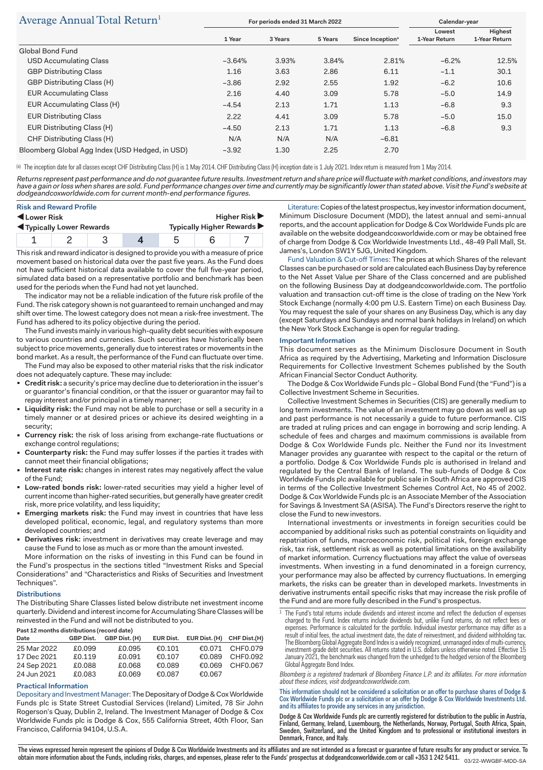## Average Annual Total Return[1]

| | For periods ended 31 March 2022 | | | | Calendar-year | |
|---|---|---|---|---|---|---|
| | 1 Year | 3 Years | 5 Years | Since Inception[a] | Lowest 1-Year Return | Highest 1-Year Return |
| Global Bond Fund | | | | | | |
| USD Accumulating Class | −3.64% | 3.93% | 3.84% | 2.81% | −6.2% | 12.5% |
| GBP Distributing Class | 1.16 | 3.63 | 2.86 | 6.11 | −1.1 | 30.1 |
| GBP Distributing Class (H) | −3.86 | 2.92 | 2.55 | 1.92 | −6.2 | 10.6 |
| EUR Accumulating Class | 2.16 | 4.40 | 3.09 | 5.78 | −5.0 | 14.9 |
| EUR Accumulating Class (H) | −4.54 | 2.13 | 1.71 | 1.13 | −6.8 | 9.3 |
| EUR Distributing Class | 2.22 | 4.41 | 3.09 | 5.78 | −5.0 | 15.0 |
| EUR Distributing Class (H) | −4.50 | 2.13 | 1.71 | 1.13 | −6.8 | 9.3 |
| CHF Distributing Class (H) | N/A | N/A | N/A | −6.81 | | |
| Bloomberg Global Agg Index (USD Hedged, in USD) | −3.92 | 1.30 | 2.25 | 2.70 | | |

(a) The inception date for all classes except CHF Distributing Class (H) is 1 May 2014. CHF Distributing Class (H) inception date is 1 July 2021. Index return is measured from 1 May 2014.

*Returns represent past performance and do not guarantee future results. Investment return and share price will fluctuate with market conditions, and investors may have a gain or loss when shares are sold. Fund performance changes over time and currently may be significantly lower than stated above. Visit the Fund's website at dodgeandcoxworldwide.com for current month-end performance figures.*

### Risk and Reward Profile

◀ **Lower Risk** | **Higher Risk** ▶

◀ **Typically Lower Rewards** | **Typically Higher Rewards** ▶

| 1 | 2 | 3 | **4** | 5 | 6 | 7 |
|---|---|---|---|---|---|---|

This risk and reward indicator is designed to provide you with a measure of price movement based on historical data over the past five years. As the Fund does not have sufficient historical data available to cover the full five-year period, simulated data based on a representative portfolio and benchmark has been used for the periods when the Fund had not yet launched.

The indicator may not be a reliable indication of the future risk profile of the Fund. The risk category shown is not guaranteed to remain unchanged and may shift over time. The lowest category does not mean a risk-free investment. The Fund has adhered to its policy objective during the period.

The Fund invests mainly in various high-quality debt securities with exposure to various countries and currencies. Such securities have historically been subject to price movements, generally due to interest rates or movements in the bond market. As a result, the performance of the Fund can fluctuate over time.

The Fund may also be exposed to other material risks that the risk indicator does not adequately capture. These may include:

- **Credit risk:** a security's price may decline due to deterioration in the issuer's or guarantor's financial condition, or that the issuer or guarantor may fail to repay interest and/or principal in a timely manner;
- **Liquidity risk:** the Fund may not be able to purchase or sell a security in a timely manner or at desired prices or achieve its desired weighting in a security;
- **Currency risk:** the risk of loss arising from exchange-rate fluctuations or exchange control regulations;
- **Counterparty risk:** the Fund may suffer losses if the parties it trades with cannot meet their financial obligations;
- **Interest rate risk:** changes in interest rates may negatively affect the value of the Fund;
- **Low-rated bonds risk:** lower-rated securities may yield a higher level of current income than higher-rated securities, but generally have greater credit risk, more price volatility, and less liquidity;
- **Emerging markets risk:** the Fund may invest in countries that have less developed political, economic, legal, and regulatory systems than more developed countries; and
- **Derivatives risk:** investment in derivatives may create leverage and may cause the Fund to lose as much as or more than the amount invested.

More information on the risks of investing in this Fund can be found in the Fund's prospectus in the sections titled "Investment Risks and Special Considerations" and "Characteristics and Risks of Securities and Investment Techniques".

### Distributions

The Distributing Share Classes listed below distribute net investment income quarterly. Dividend and interest income for Accumulating Share Classes will be reinvested in the Fund and will not be distributed to you.

**Past 12 months distributions (record date)**

| Date | GBP Dist. | GBP Dist. (H) | EUR Dist. | EUR Dist. (H) | CHF Dist.(H) |
|---|---|---|---|---|---|
| 25 Mar 2022 | £0.099 | £0.095 | €0.101 | €0.071 | CHF0.079 |
| 17 Dec 2021 | £0.119 | £0.091 | €0.107 | €0.089 | CHF0.092 |
| 24 Sep 2021 | £0.088 | £0.068 | €0.089 | €0.069 | CHF0.067 |
| 24 Jun 2021 | £0.083 | £0.069 | €0.087 | €0.067 | |

### Practical Information

Depositary and Investment Manager: The Depositary of Dodge & Cox Worldwide Funds plc is State Street Custodial Services (Ireland) Limited, 78 Sir John Rogerson's Quay, Dublin 2, Ireland. The Investment Manager of Dodge & Cox Worldwide Funds plc is Dodge & Cox, 555 California Street, 40th Floor, San Francisco, California 94104, U.S.A.

Literature: Copies of the latest prospectus, key investor information document, Minimum Disclosure Document (MDD), the latest annual and semi-annual reports, and the account application for Dodge & Cox Worldwide Funds plc are available on the website dodgeandcoxworldwide.com or may be obtained free of charge from Dodge & Cox Worldwide Investments Ltd., 48-49 Pall Mall, St. James's, London SW1Y 5JG, United Kingdom.

Fund Valuation & Cut-off Times: The prices at which Shares of the relevant Classes can be purchased or sold are calculated each Business Day by reference to the Net Asset Value per Share of the Class concerned and are published on the following Business Day at dodgeandcoxworldwide.com. The portfolio valuation and transaction cut-off time is the close of trading on the New York Stock Exchange (normally 4:00 pm U.S. Eastern Time) on each Business Day. You may request the sale of your shares on any Business Day, which is any day (except Saturdays and Sundays and normal bank holidays in Ireland) on which the New York Stock Exchange is open for regular trading.

### Important Information

This document serves as the Minimum Disclosure Document in South Africa as required by the Advertising, Marketing and Information Disclosure Requirements for Collective Investment Schemes published by the South African Financial Sector Conduct Authority.

The Dodge & Cox Worldwide Funds plc – Global Bond Fund (the "Fund") is a Collective Investment Scheme in Securities.

Collective Investment Schemes in Securities (CIS) are generally medium to long term investments. The value of an investment may go down as well as up and past performance is not necessarily a guide to future performance. CIS are traded at ruling prices and can engage in borrowing and scrip lending. A schedule of fees and charges and maximum commissions is available from Dodge & Cox Worldwide Funds plc. Neither the Fund nor its Investment Manager provides any guarantee with respect to the capital or the return of a portfolio. Dodge & Cox Worldwide Funds plc is authorised in Ireland and regulated by the Central Bank of Ireland. The sub-funds of Dodge & Cox Worldwide Funds plc available for public sale in South Africa are approved CIS in terms of the Collective Investment Schemes Control Act, No 45 of 2002. Dodge & Cox Worldwide Funds plc is an Associate Member of the Association for Savings & Investment SA (ASISA). The Fund's Directors reserve the right to close the Fund to new investors.

International investments or investments in foreign securities could be accompanied by additional risks such as potential constraints on liquidity and repatriation of funds, macroeconomic risk, political risk, foreign exchange risk, tax risk, settlement risk as well as potential limitations on the availability of market information. Currency fluctuations may affect the value of overseas investments. When investing in a fund denominated in a foreign currency, your performance may also be affected by currency fluctuations. In emerging markets, the risks can be greater than in developed markets. Investments in derivative instruments entail specific risks that may increase the risk profile of the Fund and are more fully described in the Fund's prospectus.

[1] The Fund's total returns include dividends and interest income and reflect the deduction of expenses charged to the Fund. Index returns include dividends but, unlike Fund returns, do not reflect fees or expenses. Performance is calculated for the portfolio. Individual investor performance may differ as a result of initial fees, the actual investment date, the date of reinvestment, and dividend withholding tax. The Bloomberg Global Aggregate Bond Index is a widely recognized, unmanaged index of multi-currency, investment-grade debt securities. All returns stated in U.S. dollars unless otherwise noted. Effective 15 January 2021, the benchmark was changed from the unhedged to the hedged version of the Bloomberg Global Aggregate Bond Index.

*Bloomberg is a registered trademark of Bloomberg Finance L.P. and its affiliates. For more information about these indices, visit dodgeandcoxworldwide.com.*

This information should not be considered a solicitation or an offer to purchase shares of Dodge & Cox Worldwide Funds plc or a solicitation or an offer by Dodge & Cox Worldwide Investments Ltd. and its affiliates to provide any services in any jurisdiction.

**Dodge & Cox Worldwide Funds plc are currently registered for distribution to the public in Austria, Finland, Germany, Ireland, Luxembourg, the Netherlands, Norway, Portugal, South Africa, Spain, Sweden, Switzerland, and the United Kingdom and to professional or institutional investors in Denmark, France, and Italy.**

**The views expressed herein represent the opinions of Dodge & Cox Worldwide Investments and its affiliates and are not intended as a forecast or guarantee of future results for any product or service. To obtain more information about the Funds, including risks, charges, and expenses, please refer to the Funds' prospectus at dodgeandcoxworldwide.com or call +353 1 242 5411.**

03/22-WWGBF-MDD-SA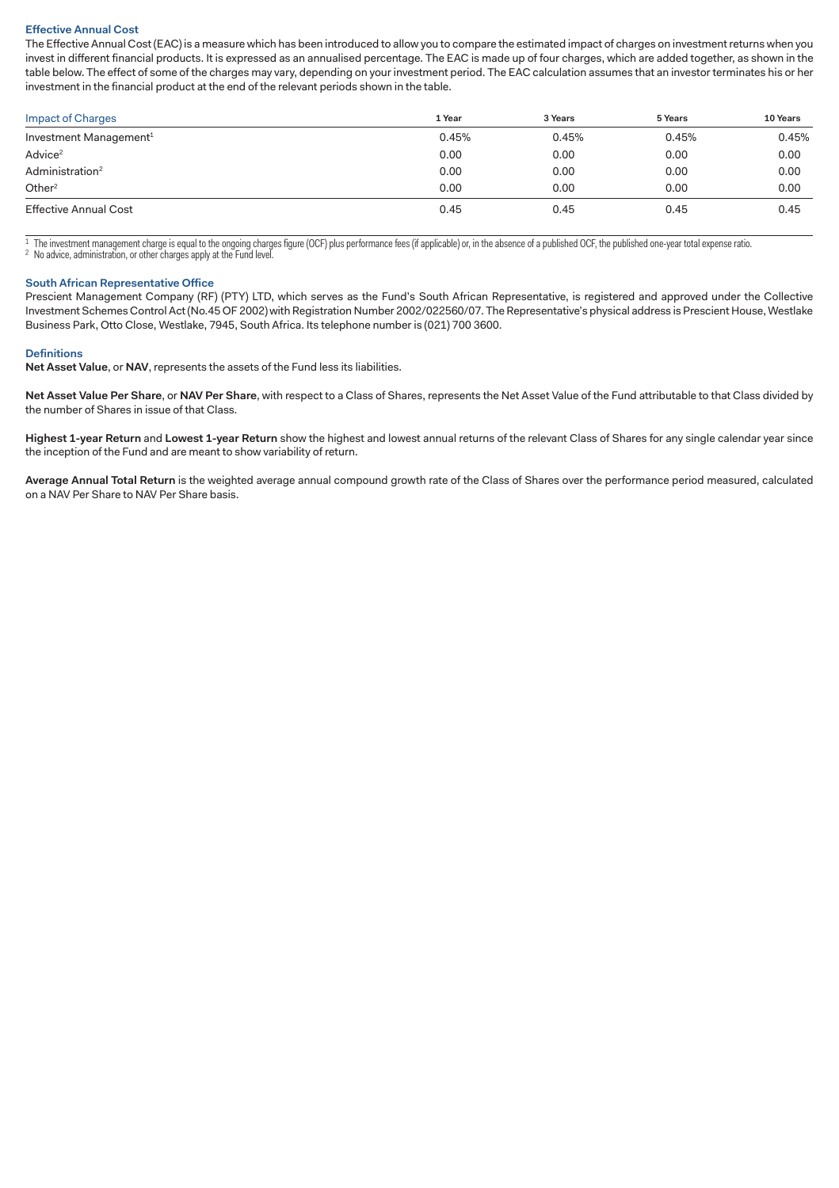### Effective Annual Cost

The Effective Annual Cost (EAC) is a measure which has been introduced to allow you to compare the estimated impact of charges on investment returns when you invest in different financial products. It is expressed as an annualised percentage. The EAC is made up of four charges, which are added together, as shown in the table below. The effect of some of the charges may vary, depending on your investment period. The EAC calculation assumes that an investor terminates his or her investment in the financial product at the end of the relevant periods shown in the table.

| Impact of Charges | 1 Year | 3 Years | 5 Years | 10 Years |
|---|---|---|---|---|
| Investment Management[1] | 0.45% | 0.45% | 0.45% | 0.45% |
| Advice[2] | 0.00 | 0.00 | 0.00 | 0.00 |
| Administration[2] | 0.00 | 0.00 | 0.00 | 0.00 |
| Other[2] | 0.00 | 0.00 | 0.00 | 0.00 |
| Effective Annual Cost | 0.45 | 0.45 | 0.45 | 0.45 |

[1] The investment management charge is equal to the ongoing charges figure (OCF) plus performance fees (if applicable) or, in the absence of a published OCF, the published one-year total expense ratio.
[2] No advice, administration, or other charges apply at the Fund level.

### South African Representative Office

Prescient Management Company (RF) (PTY) LTD, which serves as the Fund's South African Representative, is registered and approved under the Collective Investment Schemes Control Act (No.45 OF 2002) with Registration Number 2002/022560/07. The Representative's physical address is Prescient House, Westlake Business Park, Otto Close, Westlake, 7945, South Africa. Its telephone number is (021) 700 3600.

### Definitions

**Net Asset Value**, or **NAV**, represents the assets of the Fund less its liabilities.

**Net Asset Value Per Share**, or **NAV Per Share**, with respect to a Class of Shares, represents the Net Asset Value of the Fund attributable to that Class divided by the number of Shares in issue of that Class.

**Highest 1-year Return** and **Lowest 1-year Return** show the highest and lowest annual returns of the relevant Class of Shares for any single calendar year since the inception of the Fund and are meant to show variability of return.

**Average Annual Total Return** is the weighted average annual compound growth rate of the Class of Shares over the performance period measured, calculated on a NAV Per Share to NAV Per Share basis.